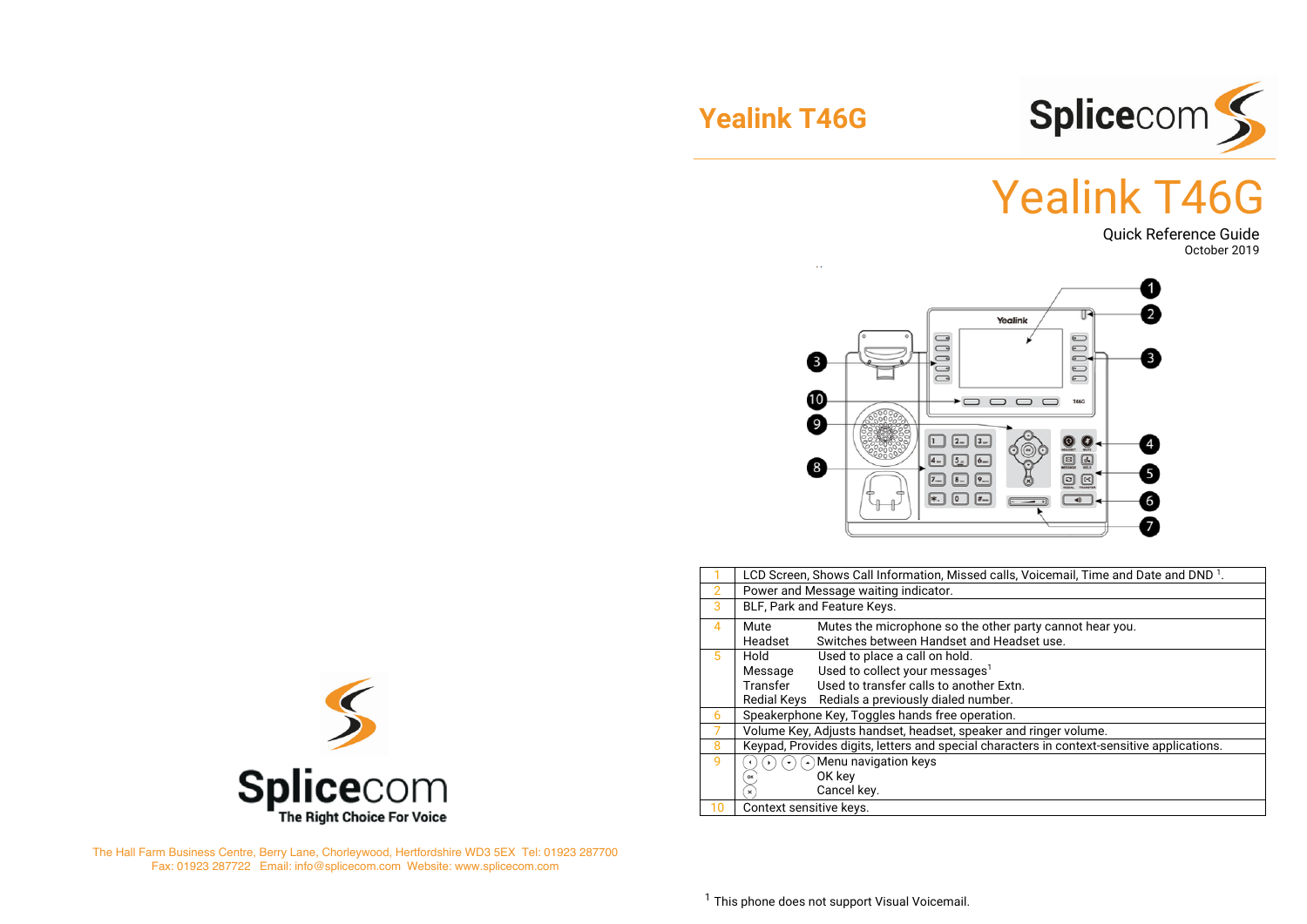# Yealink T46G

Quick Reference Guide
October 2019

| | |
|---|---|
| 1 | LCD Screen, Shows Call Information, Missed calls, Voicemail, Time and Date and DND [1]. |
| 2 | Power and Message waiting indicator. |
| 3 | BLF, Park and Feature Keys. |
| 4 | Mute — Mutes the microphone so the other party cannot hear you.<br>Headset — Switches between Handset and Headset use. |
| 5 | Hold — Used to place a call on hold.<br>Message — Used to collect your messages[1]<br>Transfer — Used to transfer calls to another Extn.<br>Redial Keys — Redials a previously dialed number. |
| 6 | Speakerphone Key, Toggles hands free operation. |
| 7 | Volume Key, Adjusts handset, headset, speaker and ringer volume. |
| 8 | Keypad, Provides digits, letters and special characters in context-sensitive applications. |
| 9 | Menu navigation keys<br>OK key<br>Cancel key. |
| 10 | Context sensitive keys. |

[1] This phone does not support Visual Voicemail.

Splicecom
The Right Choice For Voice

The Hall Farm Business Centre, Berry Lane, Chorleywood, Hertfordshire WD3 5EX Tel: 01923 287700
Fax: 01923 287722 Email: info@splicecom.com Website: www.splicecom.com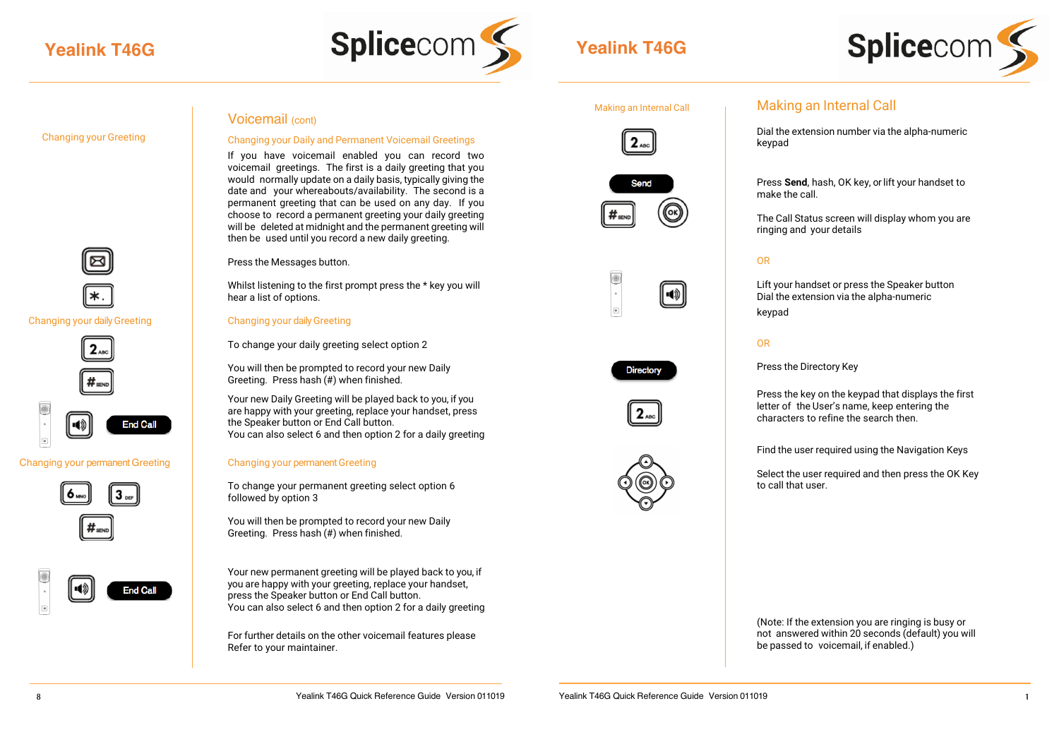## Voicemail (cont)

### Changing your Daily and Permanent Voicemail Greetings

Changing your Greeting

If you have voicemail enabled you can record two voicemail greetings. The first is a daily greeting that you would normally update on a daily basis, typically giving the date and your whereabouts/availability. The second is a permanent greeting that can be used on any day. If you choose to record a permanent greeting your daily greeting will be deleted at midnight and the permanent greeting will then be used until you record a new daily greeting.

Press the Messages button.

Whilst listening to the first prompt press the * key you will hear a list of options.

### Changing your daily Greeting

To change your daily greeting select option 2

You will then be prompted to record your new Daily Greeting. Press hash (#) when finished.

Your new Daily Greeting will be played back to you, if you are happy with your greeting, replace your handset, press the Speaker button or End Call button.
You can also select 6 and then option 2 for a daily greeting

End Call

### Changing your permanent Greeting

To change your permanent greeting select option 6 followed by option 3

You will then be prompted to record your new Daily Greeting. Press hash (#) when finished.

Your new permanent greeting will be played back to you, if you are happy with your greeting, replace your handset, press the Speaker button or End Call button.
You can also select 6 and then option 2 for a daily greeting

End Call

For further details on the other voicemail features please Refer to your maintainer.

## Making an Internal Call

Dial the extension number via the alpha-numeric keypad

Send

Press **Send**, hash, OK key, or lift your handset to make the call.

The Call Status screen will display whom you are ringing and your details

OR

Lift your handset or press the Speaker button
Dial the extension via the alpha-numeric keypad

OR

Directory

Press the Directory Key

Press the key on the keypad that displays the first letter of the User's name, keep entering the characters to refine the search then.

Find the user required using the Navigation Keys

Select the user required and then press the OK Key to call that user.

(Note: If the extension you are ringing is busy or not answered within 20 seconds (default) you will be passed to voicemail, if enabled.)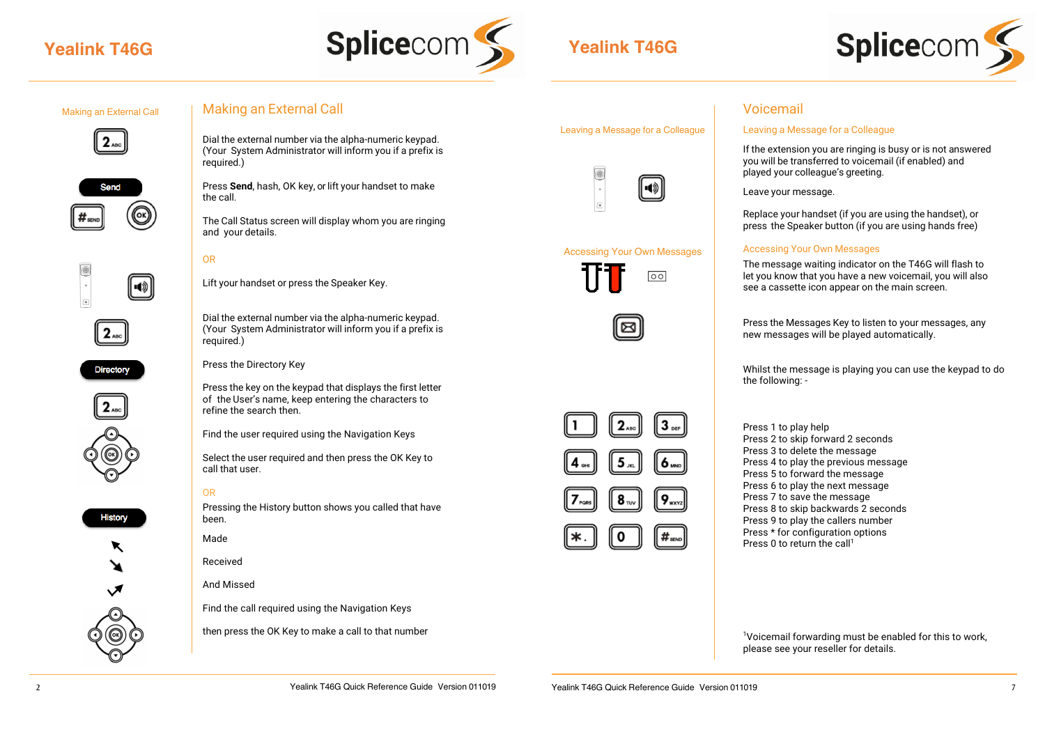# Making an External Call

Dial the external number via the alpha-numeric keypad. (Your System Administrator will inform you if a prefix is required.)

Press **Send**, hash, OK key, or lift your handset to make the call.

The Call Status screen will display whom you are ringing and your details.

OR

Lift your handset or press the Speaker Key.

Dial the external number via the alpha-numeric keypad. (Your System Administrator will inform you if a prefix is required.)

Press the Directory Key

Press the key on the keypad that displays the first letter of the User's name, keep entering the characters to refine the search then.

Find the user required using the Navigation Keys

Select the user required and then press the OK Key to call that user.

OR

Pressing the History button shows you called that have been.

Made

Received

And Missed

Find the call required using the Navigation Keys

then press the OK Key to make a call to that number

# Voicemail

## Leaving a Message for a Colleague

If the extension you are ringing is busy or is not answered you will be transferred to voicemail (if enabled) and played your colleague's greeting.

Leave your message.

Replace your handset (if you are using the handset), or press the Speaker button (if you are using hands free)

## Accessing Your Own Messages

The message waiting indicator on the T46G will flash to let you know that you have a new voicemail, you will also see a cassette icon appear on the main screen.

Press the Messages Key to listen to your messages, any new messages will be played automatically.

Whilst the message is playing you can use the keypad to do the following: -

Press 1 to play help
Press 2 to skip forward 2 seconds
Press 3 to delete the message
Press 4 to play the previous message
Press 5 to forward the message
Press 6 to play the next message
Press 7 to save the message
Press 8 to skip backwards 2 seconds
Press 9 to play the callers number
Press * for configuration options
Press 0 to return the call[1]

[1]Voicemail forwarding must be enabled for this to work, please see your reseller for details.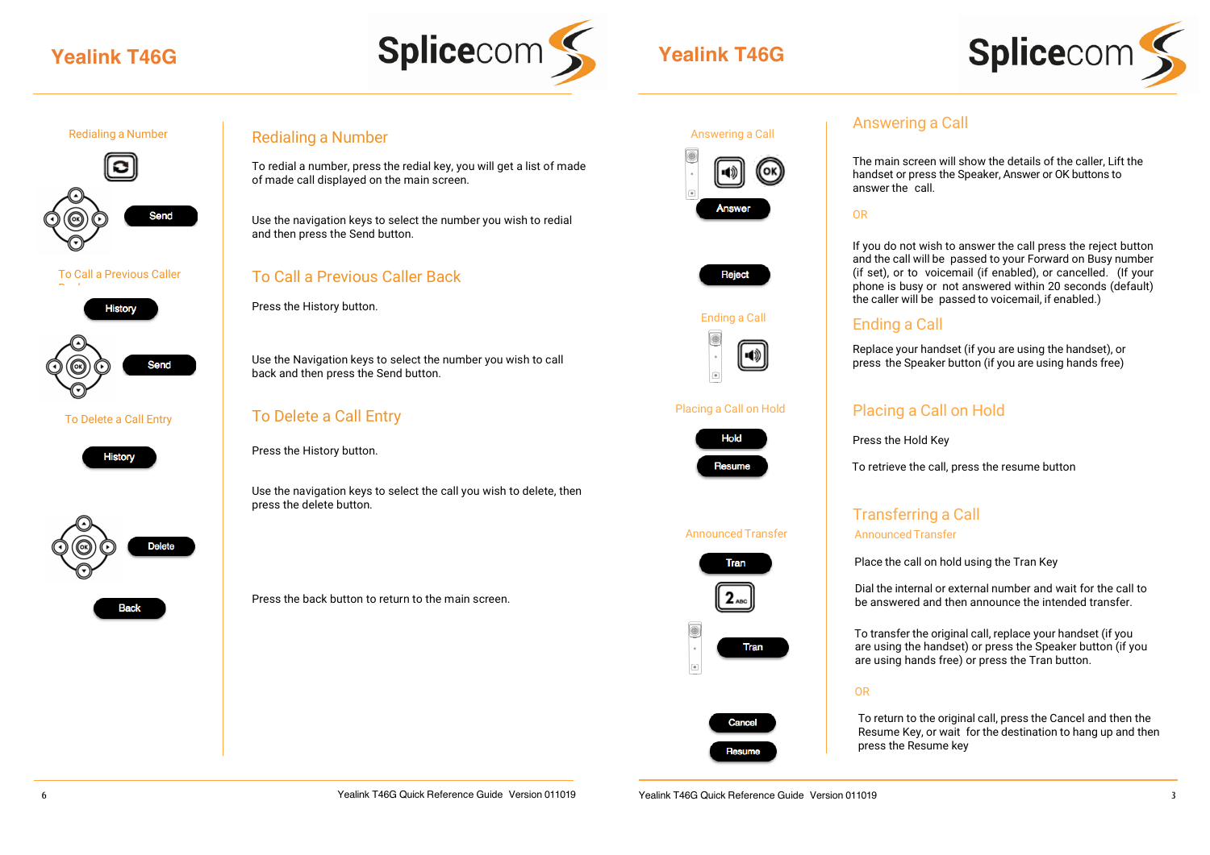# Yealink T46G

## Redialing a Number

To redial a number, press the redial key, you will get a list of made of made call displayed on the main screen.

Use the navigation keys to select the number you wish to redial and then press the Send button.

## To Call a Previous Caller Back

Press the History button.

Use the Navigation keys to select the number you wish to call back and then press the Send button.

## To Delete a Call Entry

Press the History button.

Use the navigation keys to select the call you wish to delete, then press the delete button.

Press the back button to return to the main screen.

# Yealink T46G

## Answering a Call

The main screen will show the details of the caller, Lift the handset or press the Speaker, Answer or OK buttons to answer the call.

OR

If you do not wish to answer the call press the reject button and the call will be passed to your Forward on Busy number (if set), or to voicemail (if enabled), or cancelled. (If your phone is busy or not answered within 20 seconds (default) the caller will be passed to voicemail, if enabled.)

## Ending a Call

Replace your handset (if you are using the handset), or press the Speaker button (if you are using hands free)

## Placing a Call on Hold

Press the Hold Key

To retrieve the call, press the resume button

## Transferring a Call

### Announced Transfer

Place the call on hold using the Tran Key

Dial the internal or external number and wait for the call to be answered and then announce the intended transfer.

To transfer the original call, replace your handset (if you are using the handset) or press the Speaker button (if you are using hands free) or press the Tran button.

OR

To return to the original call, press the Cancel and then the Resume Key, or wait for the destination to hang up and then press the Resume key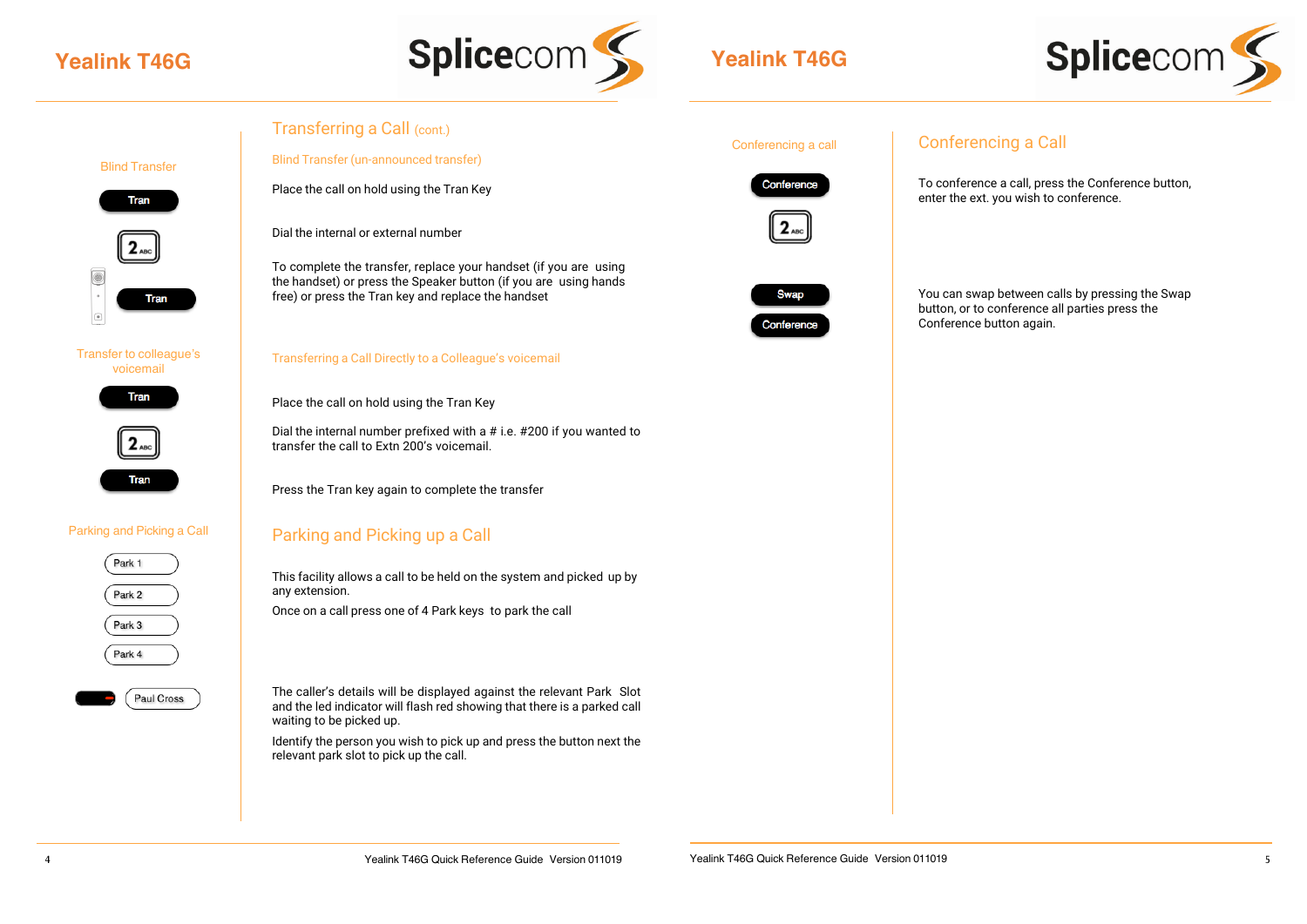## Transferring a Call (cont.)

Blind Transfer

Tran

2 ABC

Tran

### Blind Transfer (un-announced transfer)

Place the call on hold using the Tran Key

Dial the internal or external number

To complete the transfer, replace your handset (if you are using the handset) or press the Speaker button (if you are using hands free) or press the Tran key and replace the handset

Transfer to colleague's voicemail

Tran

2 ABC

Tran

### Transferring a Call Directly to a Colleague's voicemail

Place the call on hold using the Tran Key

Dial the internal number prefixed with a # i.e. #200 if you wanted to transfer the call to Extn 200's voicemail.

Press the Tran key again to complete the transfer

Parking and Picking a Call

Park 1

Park 2

Park 3

Park 4

Paul Cross

## Parking and Picking up a Call

This facility allows a call to be held on the system and picked up by any extension.

Once on a call press one of 4 Park keys to park the call

The caller's details will be displayed against the relevant Park Slot and the led indicator will flash red showing that there is a parked call waiting to be picked up.

Identify the person you wish to pick up and press the button next the relevant park slot to pick up the call.

Conferencing a call

Conference

2 ABC

Swap

Conference

## Conferencing a Call

To conference a call, press the Conference button, enter the ext. you wish to conference.

You can swap between calls by pressing the Swap button, or to conference all parties press the Conference button again.